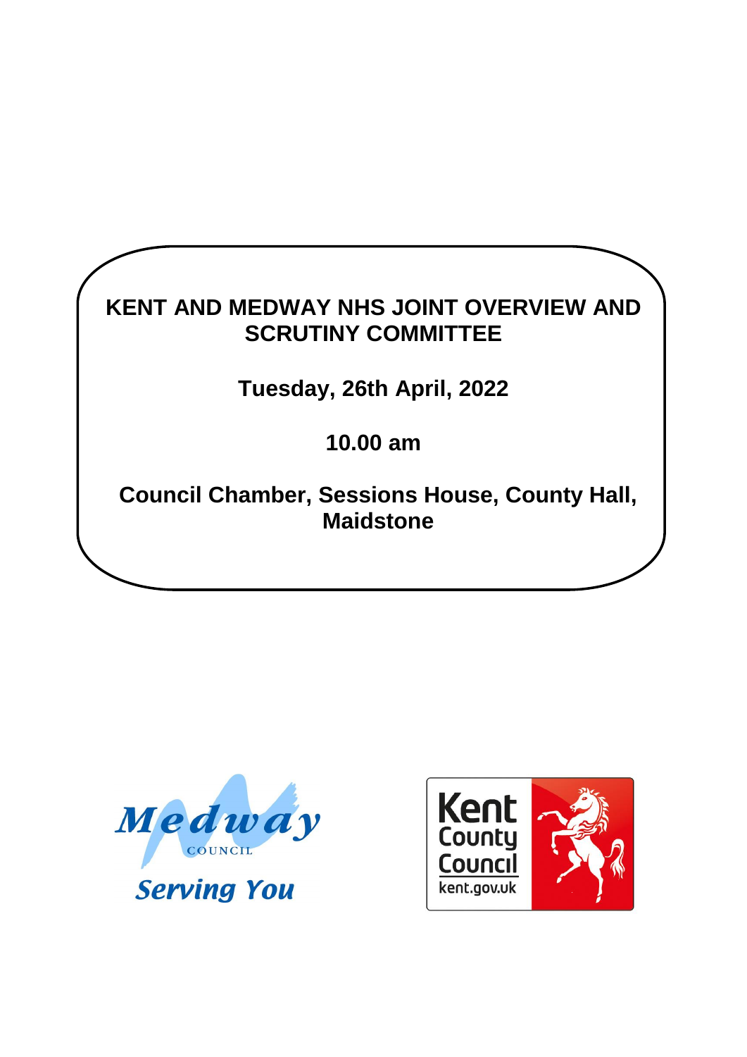# KENT AND MEDWAY NHS JOINT OVERVIEW AND SCRUTINY COMMITTEE

**Tuesday, 26th April, 2022**

**10.00 am**

**Council Chamber, Sessions House, County Hall, Maidstone**

Medway COUNCIL

*Serving You*

Kent County Council
kent.gov.uk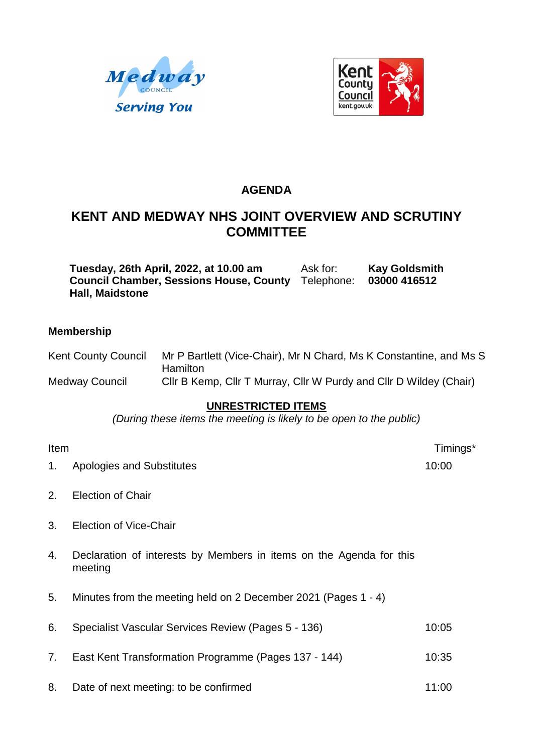# AGENDA

## KENT AND MEDWAY NHS JOINT OVERVIEW AND SCRUTINY COMMITTEE

| | | |
|---|---|---|
| **Tuesday, 26th April, 2022, at 10.00 am** | Ask for: | **Kay Goldsmith** |
| **Council Chamber, Sessions House, County Hall, Maidstone** | Telephone: | **03000 416512** |

### Membership

| | |
|---|---|
| Kent County Council | Mr P Bartlett (Vice-Chair), Mr N Chard, Ms K Constantine, and Ms S Hamilton |
| Medway Council | Cllr B Kemp, Cllr T Murray, Cllr W Purdy and Cllr D Wildey (Chair) |

**UNRESTRICTED ITEMS**

*(During these items the meeting is likely to be open to the public)*

| Item | | Timings* |
|---|---|---|
| 1. | Apologies and Substitutes | 10:00 |
| 2. | Election of Chair | |
| 3. | Election of Vice-Chair | |
| 4. | Declaration of interests by Members in items on the Agenda for this meeting | |
| 5. | Minutes from the meeting held on 2 December 2021 (Pages 1 - 4) | |
| 6. | Specialist Vascular Services Review (Pages 5 - 136) | 10:05 |
| 7. | East Kent Transformation Programme (Pages 137 - 144) | 10:35 |
| 8. | Date of next meeting: to be confirmed | 11:00 |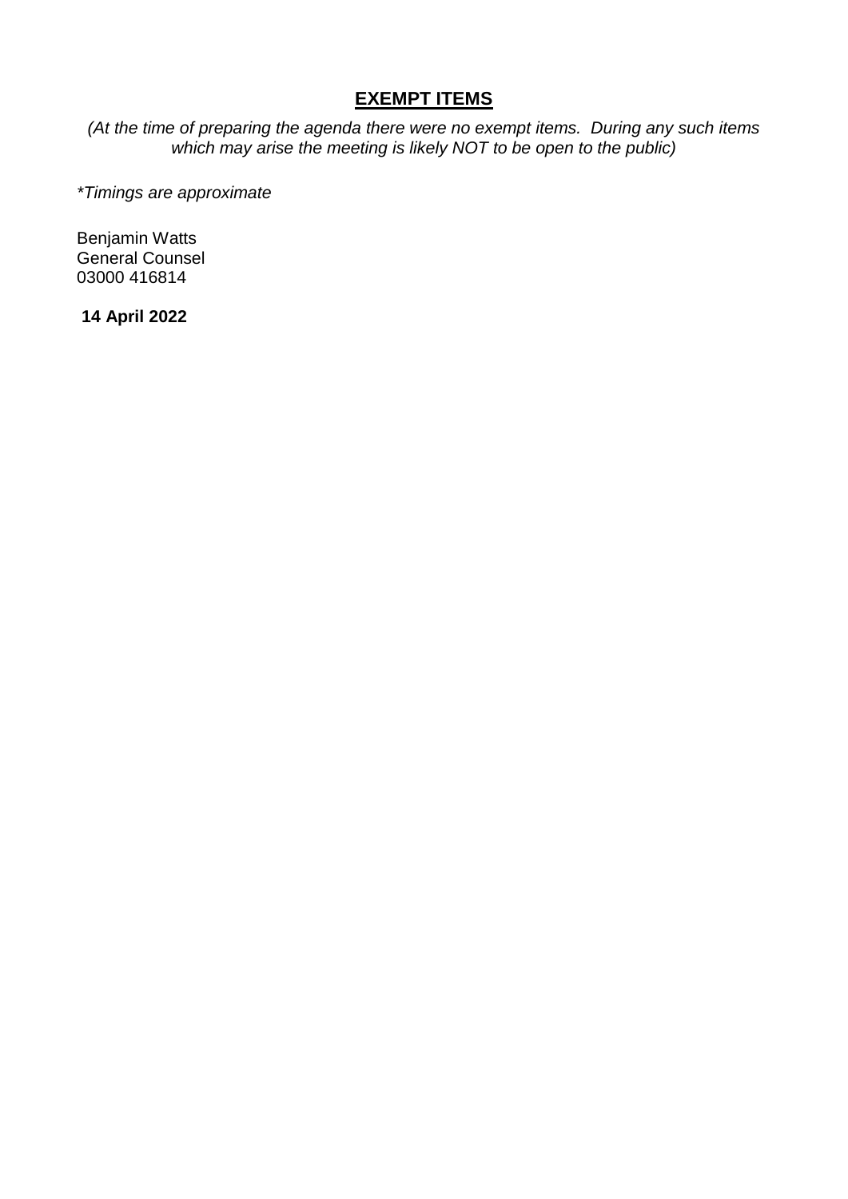## **EXEMPT ITEMS**

*(At the time of preparing the agenda there were no exempt items. During any such items which may arise the meeting is likely NOT to be open to the public)*

*\*Timings are approximate*

Benjamin Watts
General Counsel
03000 416814

**14 April 2022**